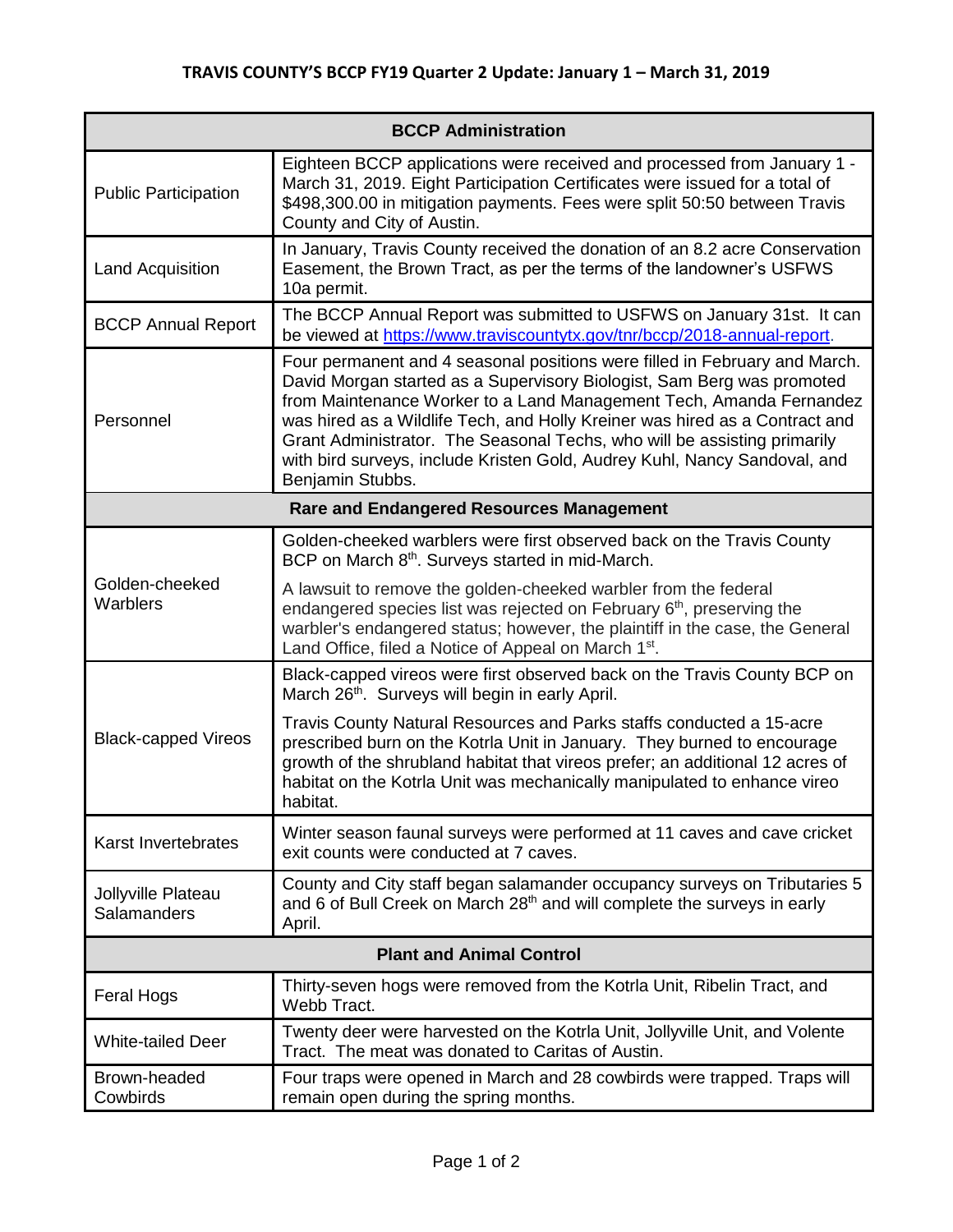# TRAVIS COUNTY'S BCCP FY19 Quarter 2 Update: January 1 – March 31, 2019

| BCCP Administration | |
|---|---|
| Public Participation | Eighteen BCCP applications were received and processed from January 1 - March 31, 2019. Eight Participation Certificates were issued for a total of $498,300.00 in mitigation payments. Fees were split 50:50 between Travis County and City of Austin. |
| Land Acquisition | In January, Travis County received the donation of an 8.2 acre Conservation Easement, the Brown Tract, as per the terms of the landowner's USFWS 10a permit. |
| BCCP Annual Report | The BCCP Annual Report was submitted to USFWS on January 31st. It can be viewed at https://www.traviscountytx.gov/tnr/bccp/2018-annual-report. |
| Personnel | Four permanent and 4 seasonal positions were filled in February and March. David Morgan started as a Supervisory Biologist, Sam Berg was promoted from Maintenance Worker to a Land Management Tech, Amanda Fernandez was hired as a Wildlife Tech, and Holly Kreiner was hired as a Contract and Grant Administrator. The Seasonal Techs, who will be assisting primarily with bird surveys, include Kristen Gold, Audrey Kuhl, Nancy Sandoval, and Benjamin Stubbs. |
| **Rare and Endangered Resources Management** | |
| Golden-cheeked Warblers | Golden-cheeked warblers were first observed back on the Travis County BCP on March 8th. Surveys started in mid-March.<br><br>A lawsuit to remove the golden-cheeked warbler from the federal endangered species list was rejected on February 6th, preserving the warbler's endangered status; however, the plaintiff in the case, the General Land Office, filed a Notice of Appeal on March 1st. |
| Black-capped Vireos | Black-capped vireos were first observed back on the Travis County BCP on March 26th. Surveys will begin in early April.<br><br>Travis County Natural Resources and Parks staffs conducted a 15-acre prescribed burn on the Kotrla Unit in January. They burned to encourage growth of the shrubland habitat that vireos prefer; an additional 12 acres of habitat on the Kotrla Unit was mechanically manipulated to enhance vireo habitat. |
| Karst Invertebrates | Winter season faunal surveys were performed at 11 caves and cave cricket exit counts were conducted at 7 caves. |
| Jollyville Plateau Salamanders | County and City staff began salamander occupancy surveys on Tributaries 5 and 6 of Bull Creek on March 28th and will complete the surveys in early April. |
| **Plant and Animal Control** | |
| Feral Hogs | Thirty-seven hogs were removed from the Kotrla Unit, Ribelin Tract, and Webb Tract. |
| White-tailed Deer | Twenty deer were harvested on the Kotrla Unit, Jollyville Unit, and Volente Tract. The meat was donated to Caritas of Austin. |
| Brown-headed Cowbirds | Four traps were opened in March and 28 cowbirds were trapped. Traps will remain open during the spring months. |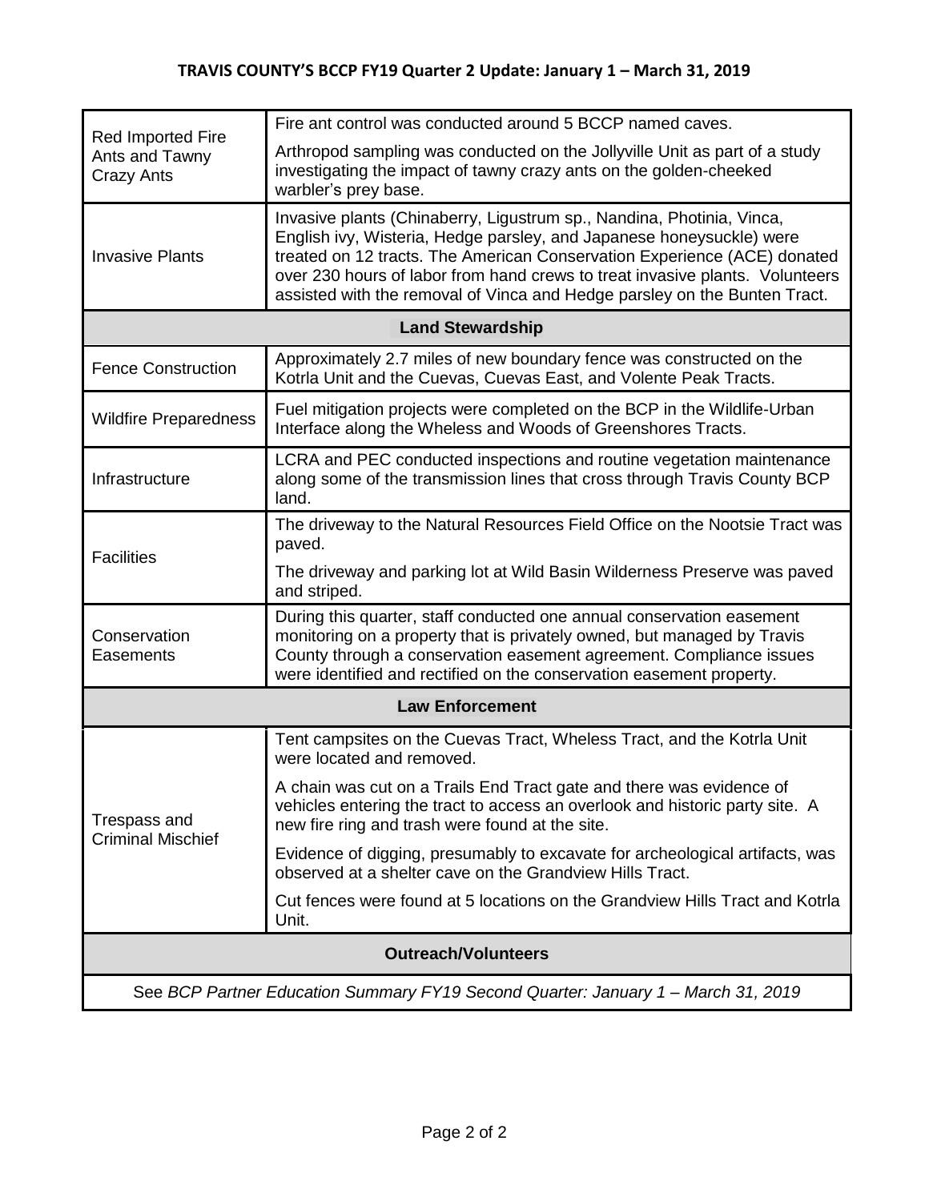## TRAVIS COUNTY'S BCCP FY19 Quarter 2 Update: January 1 – March 31, 2019

| | |
|---|---|
| Red Imported Fire Ants and Tawny Crazy Ants | Fire ant control was conducted around 5 BCCP named caves.<br><br>Arthropod sampling was conducted on the Jollyville Unit as part of a study investigating the impact of tawny crazy ants on the golden-cheeked warbler's prey base. |
| Invasive Plants | Invasive plants (Chinaberry, Ligustrum sp., Nandina, Photinia, Vinca, English ivy, Wisteria, Hedge parsley, and Japanese honeysuckle) were treated on 12 tracts. The American Conservation Experience (ACE) donated over 230 hours of labor from hand crews to treat invasive plants. Volunteers assisted with the removal of Vinca and Hedge parsley on the Bunten Tract. |
| **Land Stewardship** | |
| Fence Construction | Approximately 2.7 miles of new boundary fence was constructed on the Kotrla Unit and the Cuevas, Cuevas East, and Volente Peak Tracts. |
| Wildfire Preparedness | Fuel mitigation projects were completed on the BCP in the Wildlife-Urban Interface along the Wheless and Woods of Greenshores Tracts. |
| Infrastructure | LCRA and PEC conducted inspections and routine vegetation maintenance along some of the transmission lines that cross through Travis County BCP land. |
| Facilities | The driveway to the Natural Resources Field Office on the Nootsie Tract was paved.<br><br>The driveway and parking lot at Wild Basin Wilderness Preserve was paved and striped. |
| Conservation Easements | During this quarter, staff conducted one annual conservation easement monitoring on a property that is privately owned, but managed by Travis County through a conservation easement agreement. Compliance issues were identified and rectified on the conservation easement property. |
| **Law Enforcement** | |
| Trespass and Criminal Mischief | Tent campsites on the Cuevas Tract, Wheless Tract, and the Kotrla Unit were located and removed.<br><br>A chain was cut on a Trails End Tract gate and there was evidence of vehicles entering the tract to access an overlook and historic party site. A new fire ring and trash were found at the site.<br><br>Evidence of digging, presumably to excavate for archeological artifacts, was observed at a shelter cave on the Grandview Hills Tract.<br><br>Cut fences were found at 5 locations on the Grandview Hills Tract and Kotrla Unit. |
| **Outreach/Volunteers** | |
| See *BCP Partner Education Summary FY19 Second Quarter: January 1 – March 31, 2019* | |